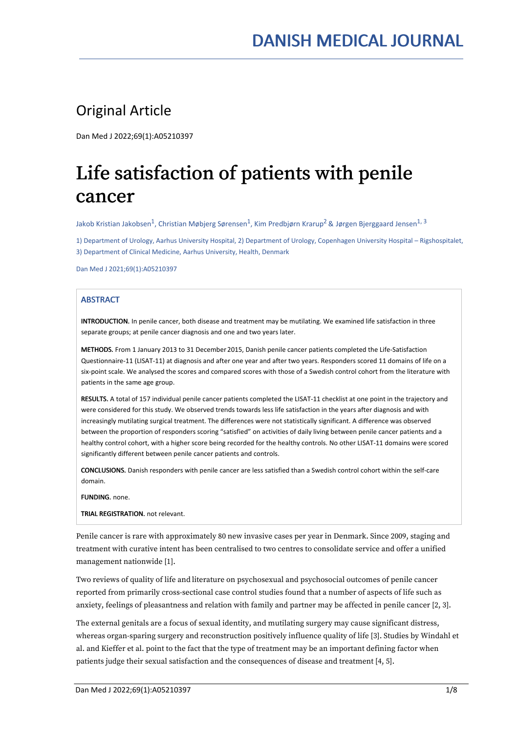## Original Article

Dan Med J 2022;69(1):A05210397

# Life satisfaction of patients with penile cancer

Jakob Kristian Jakobsen[1], Christian Møbjerg Sørensen[1], Kim Predbjørn Krarup[2] & Jørgen Bjerggaard Jensen[1, 3]

1) Department of Urology, Aarhus University Hospital, 2) Department of Urology, Copenhagen University Hospital – Rigshospitalet, 3) Department of Clinical Medicine, Aarhus University, Health, Denmark

Dan Med J 2021;69(1):A05210397

### ABSTRACT

**INTRODUCTION.** In penile cancer, both disease and treatment may be mutilating. We examined life satisfaction in three separate groups; at penile cancer diagnosis and one and two years later.

**METHODS.** From 1 January 2013 to 31 December 2015, Danish penile cancer patients completed the Life-Satisfaction Questionnaire-11 (LISAT-11) at diagnosis and after one year and after two years. Responders scored 11 domains of life on a six-point scale. We analysed the scores and compared scores with those of a Swedish control cohort from the literature with patients in the same age group.

**RESULTS.** A total of 157 individual penile cancer patients completed the LISAT-11 checklist at one point in the trajectory and were considered for this study. We observed trends towards less life satisfaction in the years after diagnosis and with increasingly mutilating surgical treatment. The differences were not statistically significant. A difference was observed between the proportion of responders scoring "satisfied" on activities of daily living between penile cancer patients and a healthy control cohort, with a higher score being recorded for the healthy controls. No other LISAT-11 domains were scored significantly different between penile cancer patients and controls.

**CONCLUSIONS.** Danish responders with penile cancer are less satisfied than a Swedish control cohort within the self-care domain.

**FUNDING.** none.

**TRIAL REGISTRATION.** not relevant.

Penile cancer is rare with approximately 80 new invasive cases per year in Denmark. Since 2009, staging and treatment with curative intent has been centralised to two centres to consolidate service and offer a unified management nationwide [1].

Two reviews of quality of life and literature on psychosexual and psychosocial outcomes of penile cancer reported from primarily cross-sectional case control studies found that a number of aspects of life such as anxiety, feelings of pleasantness and relation with family and partner may be affected in penile cancer [2, 3].

The external genitals are a focus of sexual identity, and mutilating surgery may cause significant distress, whereas organ-sparing surgery and reconstruction positively influence quality of life [3]. Studies by Windahl et al. and Kieffer et al. point to the fact that the type of treatment may be an important defining factor when patients judge their sexual satisfaction and the consequences of disease and treatment [4, 5].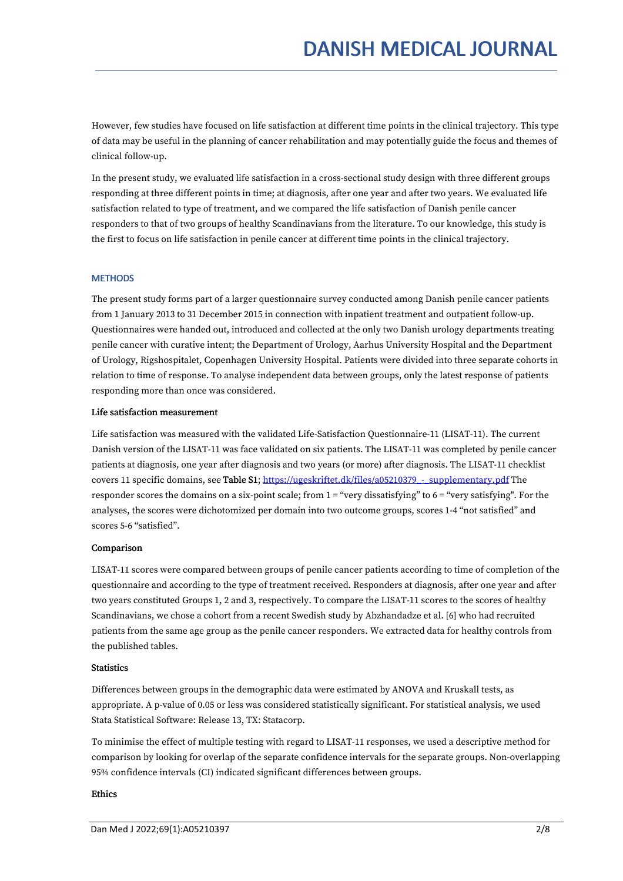However, few studies have focused on life satisfaction at different time points in the clinical trajectory. This type of data may be useful in the planning of cancer rehabilitation and may potentially guide the focus and themes of clinical follow-up.

In the present study, we evaluated life satisfaction in a cross-sectional study design with three different groups responding at three different points in time; at diagnosis, after one year and after two years. We evaluated life satisfaction related to type of treatment, and we compared the life satisfaction of Danish penile cancer responders to that of two groups of healthy Scandinavians from the literature. To our knowledge, this study is the first to focus on life satisfaction in penile cancer at different time points in the clinical trajectory.

## METHODS

The present study forms part of a larger questionnaire survey conducted among Danish penile cancer patients from 1 January 2013 to 31 December 2015 in connection with inpatient treatment and outpatient follow-up. Questionnaires were handed out, introduced and collected at the only two Danish urology departments treating penile cancer with curative intent; the Department of Urology, Aarhus University Hospital and the Department of Urology, Rigshospitalet, Copenhagen University Hospital. Patients were divided into three separate cohorts in relation to time of response. To analyse independent data between groups, only the latest response of patients responding more than once was considered.

### Life satisfaction measurement

Life satisfaction was measured with the validated Life-Satisfaction Questionnaire-11 (LISAT-11). The current Danish version of the LISAT-11 was face validated on six patients. The LISAT-11 was completed by penile cancer patients at diagnosis, one year after diagnosis and two years (or more) after diagnosis. The LISAT-11 checklist covers 11 specific domains, see **Table S1**; https://ugeskriftet.dk/files/a05210379_-_supplementary.pdf The responder scores the domains on a six-point scale; from 1 = "very dissatisfying" to 6 = "very satisfying". For the analyses, the scores were dichotomized per domain into two outcome groups, scores 1-4 "not satisfied" and scores 5-6 "satisfied".

### Comparison

LISAT-11 scores were compared between groups of penile cancer patients according to time of completion of the questionnaire and according to the type of treatment received. Responders at diagnosis, after one year and after two years constituted Groups 1, 2 and 3, respectively. To compare the LISAT-11 scores to the scores of healthy Scandinavians, we chose a cohort from a recent Swedish study by Abzhandadze et al. [6] who had recruited patients from the same age group as the penile cancer responders. We extracted data for healthy controls from the published tables.

### Statistics

Differences between groups in the demographic data were estimated by ANOVA and Kruskall tests, as appropriate. A p-value of 0.05 or less was considered statistically significant. For statistical analysis, we used Stata Statistical Software: Release 13, TX: Statacorp.

To minimise the effect of multiple testing with regard to LISAT-11 responses, we used a descriptive method for comparison by looking for overlap of the separate confidence intervals for the separate groups. Non-overlapping 95% confidence intervals (CI) indicated significant differences between groups.

### Ethics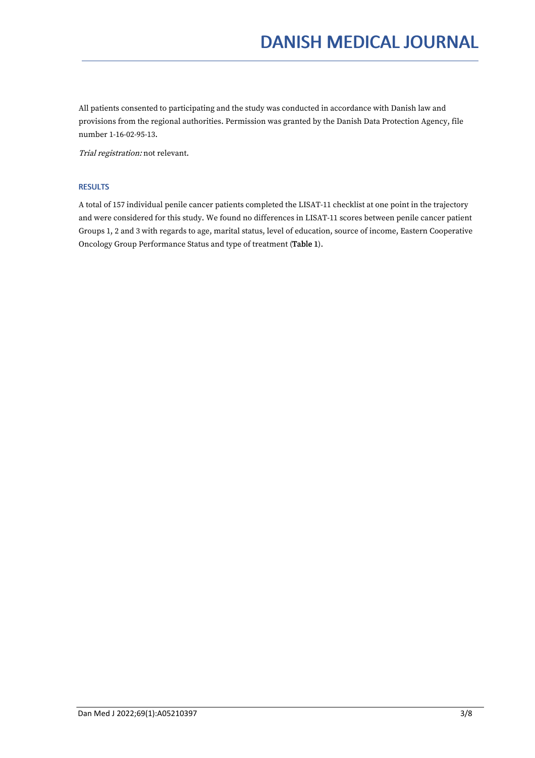All patients consented to participating and the study was conducted in accordance with Danish law and provisions from the regional authorities. Permission was granted by the Danish Data Protection Agency, file number 1-16-02-95-13.

*Trial registration:* not relevant.

## RESULTS

A total of 157 individual penile cancer patients completed the LISAT-11 checklist at one point in the trajectory and were considered for this study. We found no differences in LISAT-11 scores between penile cancer patient Groups 1, 2 and 3 with regards to age, marital status, level of education, source of income, Eastern Cooperative Oncology Group Performance Status and type of treatment (**Table 1**).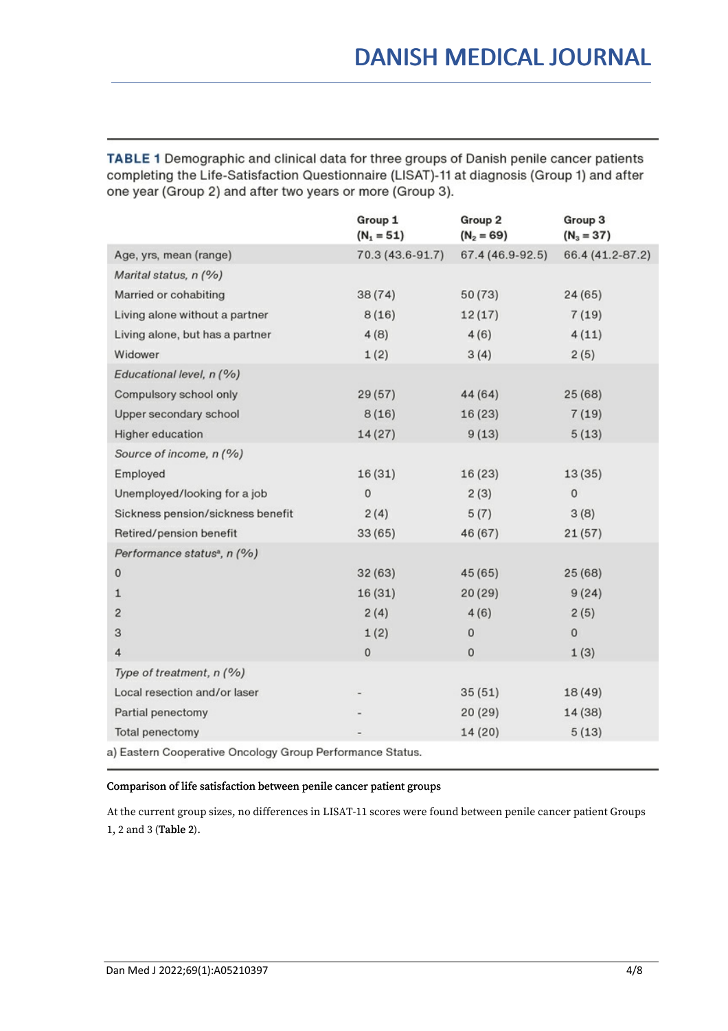**TABLE 1** Demographic and clinical data for three groups of Danish penile cancer patients completing the Life-Satisfaction Questionnaire (LISAT)-11 at diagnosis (Group 1) and after one year (Group 2) and after two years or more (Group 3).

| | Group 1 ($N_1 = 51$) | Group 2 ($N_2 = 69$) | Group 3 ($N_3 = 37$) |
|---|---|---|---|
| Age, yrs, mean (range) | 70.3 (43.6-91.7) | 67.4 (46.9-92.5) | 66.4 (41.2-87.2) |
| *Marital status, n (%)* | | | |
| Married or cohabiting | 38 (74) | 50 (73) | 24 (65) |
| Living alone without a partner | 8 (16) | 12 (17) | 7 (19) |
| Living alone, but has a partner | 4 (8) | 4 (6) | 4 (11) |
| Widower | 1 (2) | 3 (4) | 2 (5) |
| *Educational level, n (%)* | | | |
| Compulsory school only | 29 (57) | 44 (64) | 25 (68) |
| Upper secondary school | 8 (16) | 16 (23) | 7 (19) |
| Higher education | 14 (27) | 9 (13) | 5 (13) |
| *Source of income, n (%)* | | | |
| Employed | 16 (31) | 16 (23) | 13 (35) |
| Unemployed/looking for a job | 0 | 2 (3) | 0 |
| Sickness pension/sickness benefit | 2 (4) | 5 (7) | 3 (8) |
| Retired/pension benefit | 33 (65) | 46 (67) | 21 (57) |
| *Performance status[a], n (%)* | | | |
| 0 | 32 (63) | 45 (65) | 25 (68) |
| 1 | 16 (31) | 20 (29) | 9 (24) |
| 2 | 2 (4) | 4 (6) | 2 (5) |
| 3 | 1 (2) | 0 | 0 |
| 4 | 0 | 0 | 1 (3) |
| *Type of treatment, n (%)* | | | |
| Local resection and/or laser | - | 35 (51) | 18 (49) |
| Partial penectomy | - | 20 (29) | 14 (38) |
| Total penectomy | - | 14 (20) | 5 (13) |

a) Eastern Cooperative Oncology Group Performance Status.

**Comparison of life satisfaction between penile cancer patient groups**

At the current group sizes, no differences in LISAT-11 scores were found between penile cancer patient Groups 1, 2 and 3 (**Table 2**).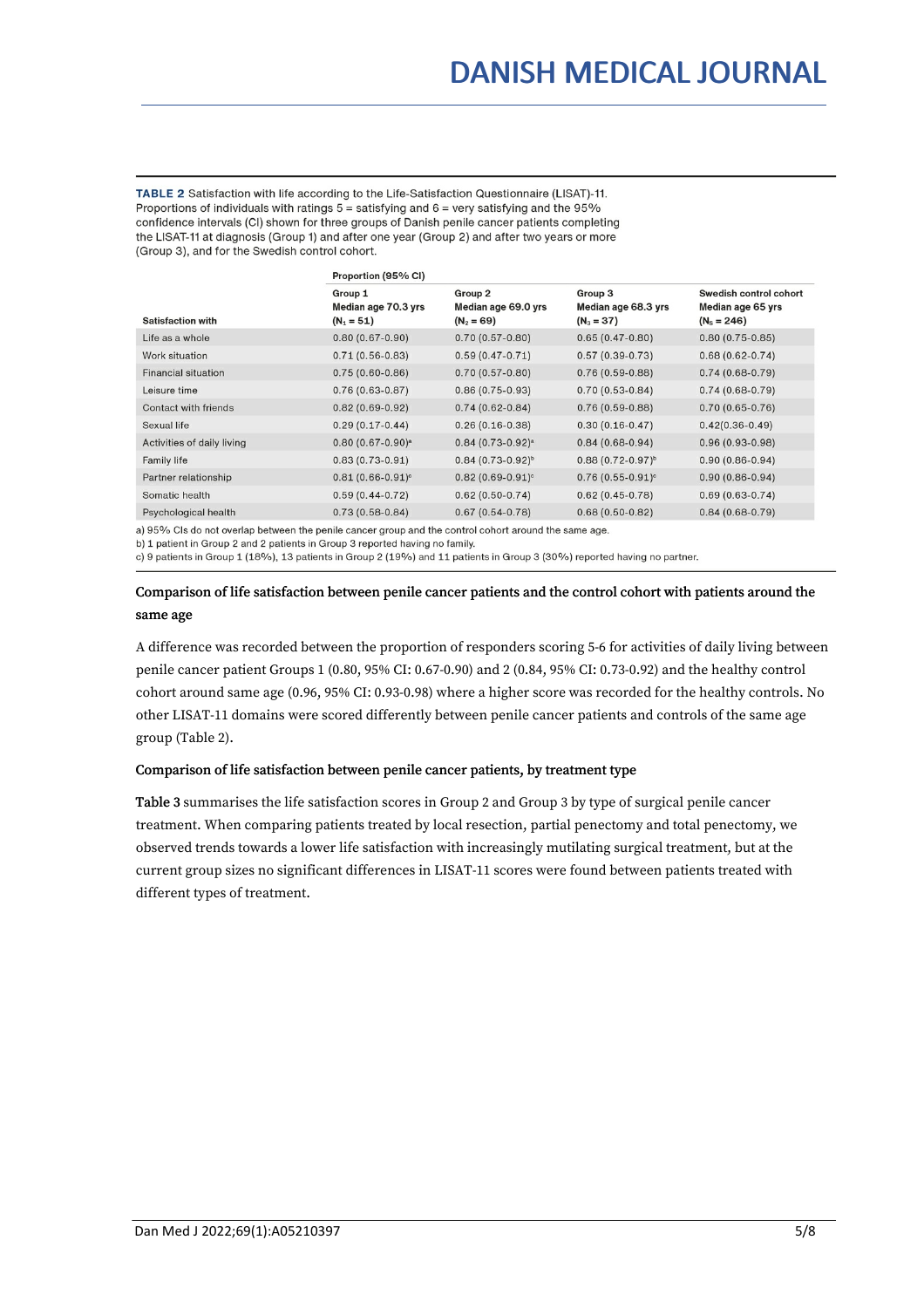**TABLE 2** Satisfaction with life according to the Life-Satisfaction Questionnaire (LISAT)-11. Proportions of individuals with ratings 5 = satisfying and 6 = very satisfying and the 95% confidence intervals (CI) shown for three groups of Danish penile cancer patients completing the LISAT-11 at diagnosis (Group 1) and after one year (Group 2) and after two years or more (Group 3), and for the Swedish control cohort.

| | Proportion (95% CI) | | | |
|---|---|---|---|---|
| Satisfaction with | Group 1 Median age 70.3 yrs ($N_1$ = 51) | Group 2 Median age 69.0 yrs ($N_2$ = 69) | Group 3 Median age 68.3 yrs ($N_3$ = 37) | Swedish control cohort Median age 65 yrs ($N_S$ = 246) |
| Life as a whole | 0.80 (0.67-0.90) | 0.70 (0.57-0.80) | 0.65 (0.47-0.80) | 0.80 (0.75-0.85) |
| Work situation | 0.71 (0.56-0.83) | 0.59 (0.47-0.71) | 0.57 (0.39-0.73) | 0.68 (0.62-0.74) |
| Financial situation | 0.75 (0.60-0.86) | 0.70 (0.57-0.80) | 0.76 (0.59-0.88) | 0.74 (0.68-0.79) |
| Leisure time | 0.76 (0.63-0.87) | 0.86 (0.75-0.93) | 0.70 (0.53-0.84) | 0.74 (0.68-0.79) |
| Contact with friends | 0.82 (0.69-0.92) | 0.74 (0.62-0.84) | 0.76 (0.59-0.88) | 0.70 (0.65-0.76) |
| Sexual life | 0.29 (0.17-0.44) | 0.26 (0.16-0.38) | 0.30 (0.16-0.47) | 0.42(0.36-0.49) |
| Activities of daily living | 0.80 (0.67-0.90)[a] | 0.84 (0.73-0.92)[a] | 0.84 (0.68-0.94) | 0.96 (0.93-0.98) |
| Family life | 0.83 (0.73-0.91) | 0.84 (0.73-0.92)[b] | 0.88 (0.72-0.97)[b] | 0.90 (0.86-0.94) |
| Partner relationship | 0.81 (0.66-0.91)[c] | 0.82 (0.69-0.91)[c] | 0.76 (0.55-0.91)[c] | 0.90 (0.86-0.94) |
| Somatic health | 0.59 (0.44-0.72) | 0.62 (0.50-0.74) | 0.62 (0.45-0.78) | 0.69 (0.63-0.74) |
| Psychological health | 0.73 (0.58-0.84) | 0.67 (0.54-0.78) | 0.68 (0.50-0.82) | 0.84 (0.68-0.79) |

a) 95% CIs do not overlap between the penile cancer group and the control cohort around the same age.
b) 1 patient in Group 2 and 2 patients in Group 3 reported having no family.
c) 9 patients in Group 1 (18%), 13 patients in Group 2 (19%) and 11 patients in Group 3 (30%) reported having no partner.

### Comparison of life satisfaction between penile cancer patients and the control cohort with patients around the same age

A difference was recorded between the proportion of responders scoring 5-6 for activities of daily living between penile cancer patient Groups 1 (0.80, 95% CI: 0.67-0.90) and 2 (0.84, 95% CI: 0.73-0.92) and the healthy control cohort around same age (0.96, 95% CI: 0.93-0.98) where a higher score was recorded for the healthy controls. No other LISAT-11 domains were scored differently between penile cancer patients and controls of the same age group (Table 2).

### Comparison of life satisfaction between penile cancer patients, by treatment type

**Table 3** summarises the life satisfaction scores in Group 2 and Group 3 by type of surgical penile cancer treatment. When comparing patients treated by local resection, partial penectomy and total penectomy, we observed trends towards a lower life satisfaction with increasingly mutilating surgical treatment, but at the current group sizes no significant differences in LISAT-11 scores were found between patients treated with different types of treatment.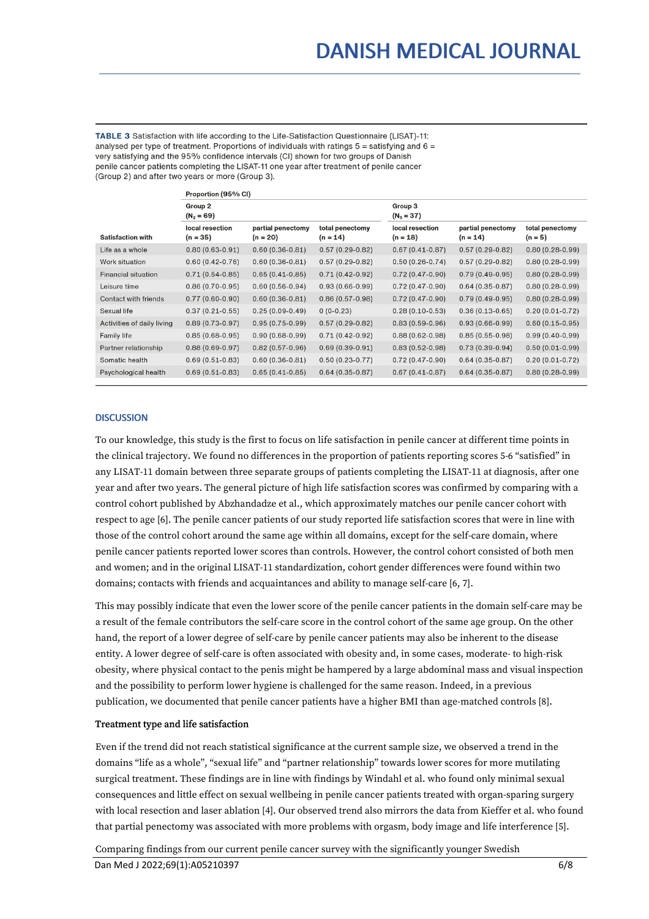**TABLE 3** Satisfaction with life according to the Life-Satisfaction Questionnaire (LISAT)-11: analysed per type of treatment. Proportions of individuals with ratings 5 = satisfying and 6 = very satisfying and the 95% confidence intervals (CI) shown for two groups of Danish penile cancer patients completing the LISAT-11 one year after treatment of penile cancer (Group 2) and after two years or more (Group 3).

| | Proportion (95% CI) | | | | | |
|---|---|---|---|---|---|---|
| | Group 2 ($N_2$ = 69) | | | Group 3 ($N_3$ = 37) | | |
| Satisfaction with | local resection (n = 35) | partial penectomy (n = 20) | total penectomy (n = 14) | local resection (n = 18) | partial penectomy (n = 14) | total penectomy (n = 5) |
| Life as a whole | 0.80 (0.63-0.91) | 0.60 (0.36-0.81) | 0.57 (0.29-0.82) | 0.67 (0.41-0.87) | 0.57 (0.29-0.82) | 0.80 (0.28-0.99) |
| Work situation | 0.60 (0.42-0.76) | 0.60 (0.36-0.81) | 0.57 (0.29-0.82) | 0.50 (0.26-0.74) | 0.57 (0.29-0.82) | 0.80 (0.28-0.99) |
| Financial situation | 0.71 (0.54-0.85) | 0.65 (0.41-0.85) | 0.71 (0.42-0.92) | 0.72 (0.47-0.90) | 0.79 (0.49-0.95) | 0.80 (0.28-0.99) |
| Leisure time | 0.86 (0.70-0.95) | 0.60 (0.56-0.94) | 0.93 (0.66-0.99) | 0.72 (0.47-0.90) | 0.64 (0.35-0.87) | 0.80 (0.28-0.99) |
| Contact with friends | 0.77 (0.60-0.90) | 0.60 (0.36-0.81) | 0.86 (0.57-0.98) | 0.72 (0.47-0.90) | 0.79 (0.49-0.95) | 0.80 (0.28-0.99) |
| Sexual life | 0.37 (0.21-0.55) | 0.25 (0.09-0.49) | 0 (0-0.23) | 0.28 (0.10-0.53) | 0.36 (0.13-0.65) | 0.20 (0.01-0.72) |
| Activities of daily living | 0.89 (0.73-0.97) | 0.95 (0.75-0.99) | 0.57 (0.29-0.82) | 0.83 (0.59-0.96) | 0.93 (0.66-0.99) | 0.60 (0.15-0.95) |
| Family life | 0.85 (0.68-0.95) | 0.90 (0.68-0.99) | 0.71 (0.42-0.92) | 0.88 (0.62-0.98) | 0.85 (0.55-0.98) | 0.99 (0.40-0.99) |
| Partner relationship | 0.88 (0.69-0.97) | 0.82 (0.57-0.96) | 0.69 (0.39-0.91) | 0.83 (0.52-0.98) | 0.73 (0.39-0.94) | 0.50 (0.01-0.99) |
| Somatic health | 0.69 (0.51-0.83) | 0.60 (0.36-0.81) | 0.50 (0.23-0.77) | 0.72 (0.47-0.90) | 0.64 (0.35-0.87) | 0.20 (0.01-0.72) |
| Psychological health | 0.69 (0.51-0.83) | 0.65 (0.41-0.85) | 0.64 (0.35-0.87) | 0.67 (0.41-0.87) | 0.64 (0.35-0.87) | 0.80 (0.28-0.99) |

## DISCUSSION

To our knowledge, this study is the first to focus on life satisfaction in penile cancer at different time points in the clinical trajectory. We found no differences in the proportion of patients reporting scores 5-6 "satisfied" in any LISAT-11 domain between three separate groups of patients completing the LISAT-11 at diagnosis, after one year and after two years. The general picture of high life satisfaction scores was confirmed by comparing with a control cohort published by Abzhandadze et al., which approximately matches our penile cancer cohort with respect to age [6]. The penile cancer patients of our study reported life satisfaction scores that were in line with those of the control cohort around the same age within all domains, except for the self-care domain, where penile cancer patients reported lower scores than controls. However, the control cohort consisted of both men and women; and in the original LISAT-11 standardization, cohort gender differences were found within two domains; contacts with friends and acquaintances and ability to manage self-care [6, 7].

This may possibly indicate that even the lower score of the penile cancer patients in the domain self-care may be a result of the female contributors the self-care score in the control cohort of the same age group. On the other hand, the report of a lower degree of self-care by penile cancer patients may also be inherent to the disease entity. A lower degree of self-care is often associated with obesity and, in some cases, moderate- to high-risk obesity, where physical contact to the penis might be hampered by a large abdominal mass and visual inspection and the possibility to perform lower hygiene is challenged for the same reason. Indeed, in a previous publication, we documented that penile cancer patients have a higher BMI than age-matched controls [8].

### Treatment type and life satisfaction

Even if the trend did not reach statistical significance at the current sample size, we observed a trend in the domains "life as a whole", "sexual life" and "partner relationship" towards lower scores for more mutilating surgical treatment. These findings are in line with findings by Windahl et al. who found only minimal sexual consequences and little effect on sexual wellbeing in penile cancer patients treated with organ-sparing surgery with local resection and laser ablation [4]. Our observed trend also mirrors the data from Kieffer et al. who found that partial penectomy was associated with more problems with orgasm, body image and life interference [5].

Comparing findings from our current penile cancer survey with the significantly younger Swedish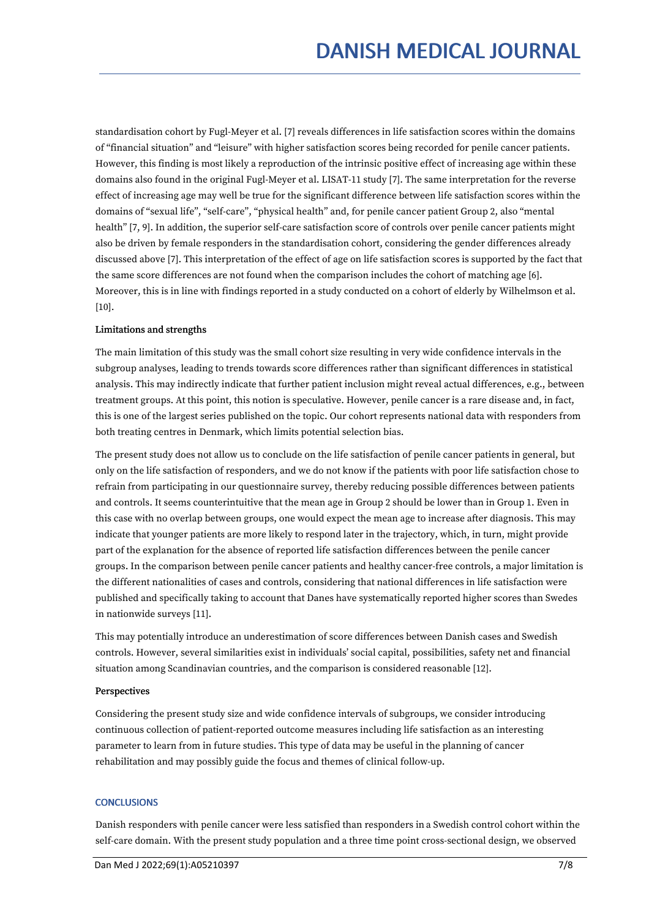standardisation cohort by Fugl-Meyer et al. [7] reveals differences in life satisfaction scores within the domains of “financial situation” and “leisure” with higher satisfaction scores being recorded for penile cancer patients. However, this finding is most likely a reproduction of the intrinsic positive effect of increasing age within these domains also found in the original Fugl-Meyer et al. LISAT-11 study [7]. The same interpretation for the reverse effect of increasing age may well be true for the significant difference between life satisfaction scores within the domains of “sexual life”, “self-care”, “physical health” and, for penile cancer patient Group 2, also “mental health” [7, 9]. In addition, the superior self-care satisfaction score of controls over penile cancer patients might also be driven by female responders in the standardisation cohort, considering the gender differences already discussed above [7]. This interpretation of the effect of age on life satisfaction scores is supported by the fact that the same score differences are not found when the comparison includes the cohort of matching age [6]. Moreover, this is in line with findings reported in a study conducted on a cohort of elderly by Wilhelmson et al. [10].

**Limitations and strengths**

The main limitation of this study was the small cohort size resulting in very wide confidence intervals in the subgroup analyses, leading to trends towards score differences rather than significant differences in statistical analysis. This may indirectly indicate that further patient inclusion might reveal actual differences, e.g., between treatment groups. At this point, this notion is speculative. However, penile cancer is a rare disease and, in fact, this is one of the largest series published on the topic. Our cohort represents national data with responders from both treating centres in Denmark, which limits potential selection bias.

The present study does not allow us to conclude on the life satisfaction of penile cancer patients in general, but only on the life satisfaction of responders, and we do not know if the patients with poor life satisfaction chose to refrain from participating in our questionnaire survey, thereby reducing possible differences between patients and controls. It seems counterintuitive that the mean age in Group 2 should be lower than in Group 1. Even in this case with no overlap between groups, one would expect the mean age to increase after diagnosis. This may indicate that younger patients are more likely to respond later in the trajectory, which, in turn, might provide part of the explanation for the absence of reported life satisfaction differences between the penile cancer groups. In the comparison between penile cancer patients and healthy cancer-free controls, a major limitation is the different nationalities of cases and controls, considering that national differences in life satisfaction were published and specifically taking to account that Danes have systematically reported higher scores than Swedes in nationwide surveys [11].

This may potentially introduce an underestimation of score differences between Danish cases and Swedish controls. However, several similarities exist in individuals’ social capital, possibilities, safety net and financial situation among Scandinavian countries, and the comparison is considered reasonable [12].

**Perspectives**

Considering the present study size and wide confidence intervals of subgroups, we consider introducing continuous collection of patient-reported outcome measures including life satisfaction as an interesting parameter to learn from in future studies. This type of data may be useful in the planning of cancer rehabilitation and may possibly guide the focus and themes of clinical follow-up.

## CONCLUSIONS

Danish responders with penile cancer were less satisfied than responders in a Swedish control cohort within the self-care domain. With the present study population and a three time point cross-sectional design, we observed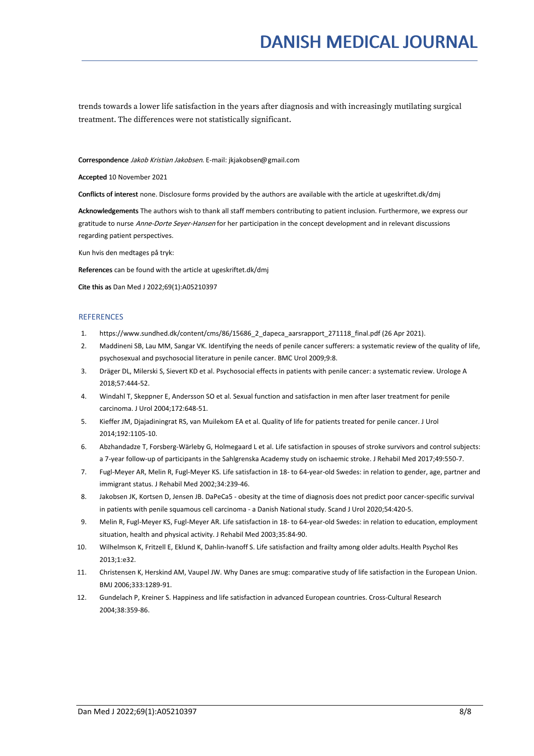trends towards a lower life satisfaction in the years after diagnosis and with increasingly mutilating surgical treatment. The differences were not statistically significant.

**Correspondence** *Jakob Kristian Jakobsen*. E-mail: jkjakobsen@gmail.com

**Accepted** 10 November 2021

**Conflicts of interest** none. Disclosure forms provided by the authors are available with the article at ugeskriftet.dk/dmj

**Acknowledgements** The authors wish to thank all staff members contributing to patient inclusion. Furthermore, we express our gratitude to nurse *Anne-Dorte Seyer-Hansen* for her participation in the concept development and in relevant discussions regarding patient perspectives.

Kun hvis den medtages på tryk:

**References** can be found with the article at ugeskriftet.dk/dmj

**Cite this as** Dan Med J 2022;69(1):A05210397

## REFERENCES

1. https://www.sundhed.dk/content/cms/86/15686_2_dapeca_aarsrapport_271118_final.pdf (26 Apr 2021).
2. Maddineni SB, Lau MM, Sangar VK. Identifying the needs of penile cancer sufferers: a systematic review of the quality of life, psychosexual and psychosocial literature in penile cancer. BMC Urol 2009;9:8.
3. Dräger DL, Milerski S, Sievert KD et al. Psychosocial effects in patients with penile cancer: a systematic review. Urologe A 2018;57:444-52.
4. Windahl T, Skeppner E, Andersson SO et al. Sexual function and satisfaction in men after laser treatment for penile carcinoma. J Urol 2004;172:648-51.
5. Kieffer JM, Djajadiningrat RS, van Muilekom EA et al. Quality of life for patients treated for penile cancer. J Urol 2014;192:1105-10.
6. Abzhandadze T, Forsberg-Wärleby G, Holmegaard L et al. Life satisfaction in spouses of stroke survivors and control subjects: a 7-year follow-up of participants in the Sahlgrenska Academy study on ischaemic stroke. J Rehabil Med 2017;49:550-7.
7. Fugl-Meyer AR, Melin R, Fugl-Meyer KS. Life satisfaction in 18- to 64-year-old Swedes: in relation to gender, age, partner and immigrant status. J Rehabil Med 2002;34:239-46.
8. Jakobsen JK, Kortsen D, Jensen JB. DaPeCa5 - obesity at the time of diagnosis does not predict poor cancer-specific survival in patients with penile squamous cell carcinoma - a Danish National study. Scand J Urol 2020;54:420-5.
9. Melin R, Fugl-Meyer KS, Fugl-Meyer AR. Life satisfaction in 18- to 64-year-old Swedes: in relation to education, employment situation, health and physical activity. J Rehabil Med 2003;35:84-90.
10. Wilhelmson K, Fritzell E, Eklund K, Dahlin-Ivanoff S. Life satisfaction and frailty among older adults. Health Psychol Res 2013;1:e32.
11. Christensen K, Herskind AM, Vaupel JW. Why Danes are smug: comparative study of life satisfaction in the European Union. BMJ 2006;333:1289-91.
12. Gundelach P, Kreiner S. Happiness and life satisfaction in advanced European countries. Cross-Cultural Research 2004;38:359-86.